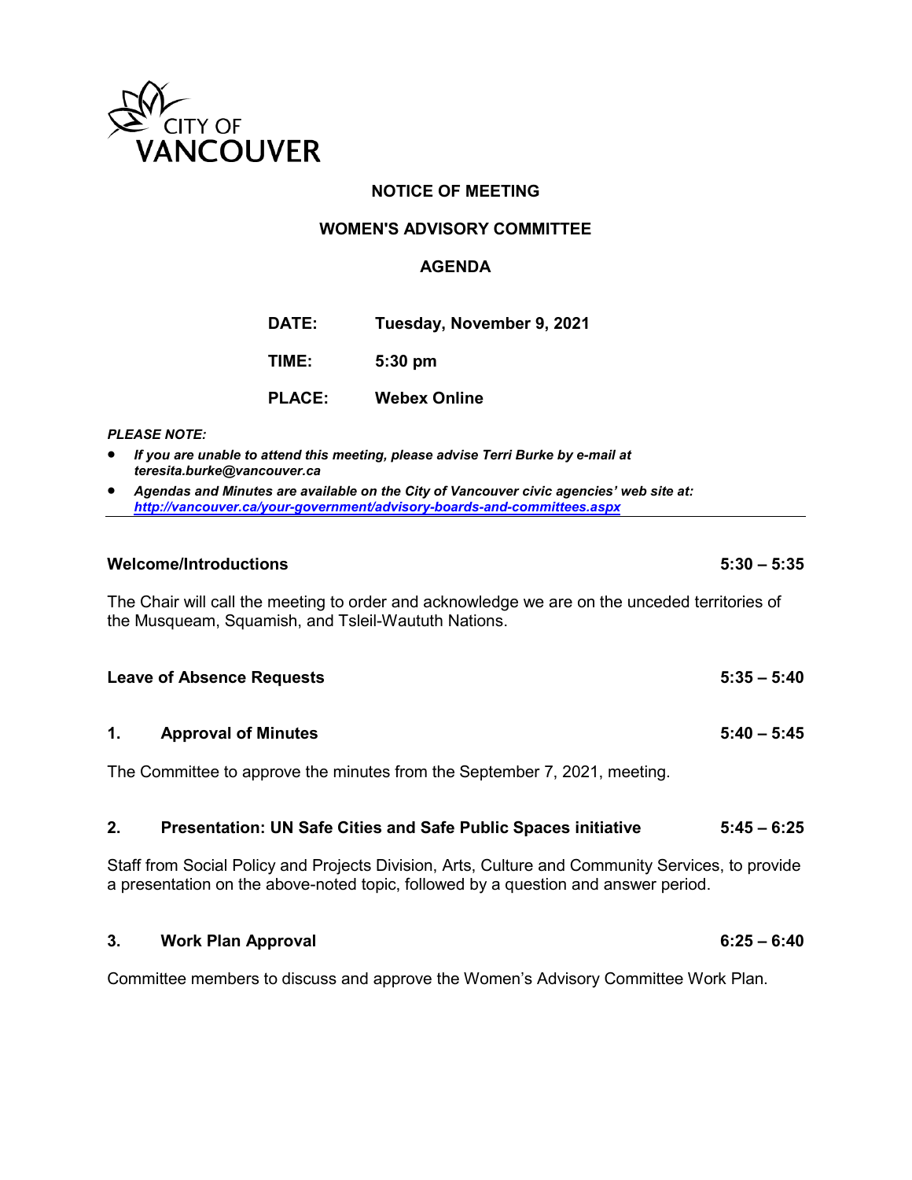CITY OF VANCOUVER

**NOTICE OF MEETING**

**WOMEN'S ADVISORY COMMITTEE**

**AGENDA**

**DATE:** Tuesday, November 9, 2021

**TIME:** 5:30 pm

**PLACE:** Webex Online

***PLEASE NOTE:***

- ***If you are unable to attend this meeting, please advise Terri Burke by e-mail at teresita.burke@vancouver.ca***
- ***Agendas and Minutes are available on the City of Vancouver civic agencies' web site at: http://vancouver.ca/your-government/advisory-boards-and-committees.aspx***

---

**Welcome/Introductions** **5:30 – 5:35**

The Chair will call the meeting to order and acknowledge we are on the unceded territories of the Musqueam, Squamish, and Tsleil-Waututh Nations.

**Leave of Absence Requests** **5:35 – 5:40**

**1. Approval of Minutes** **5:40 – 5:45**

The Committee to approve the minutes from the September 7, 2021, meeting.

**2. Presentation: UN Safe Cities and Safe Public Spaces initiative** **5:45 – 6:25**

Staff from Social Policy and Projects Division, Arts, Culture and Community Services, to provide a presentation on the above-noted topic, followed by a question and answer period.

**3. Work Plan Approval** **6:25 – 6:40**

Committee members to discuss and approve the Women's Advisory Committee Work Plan.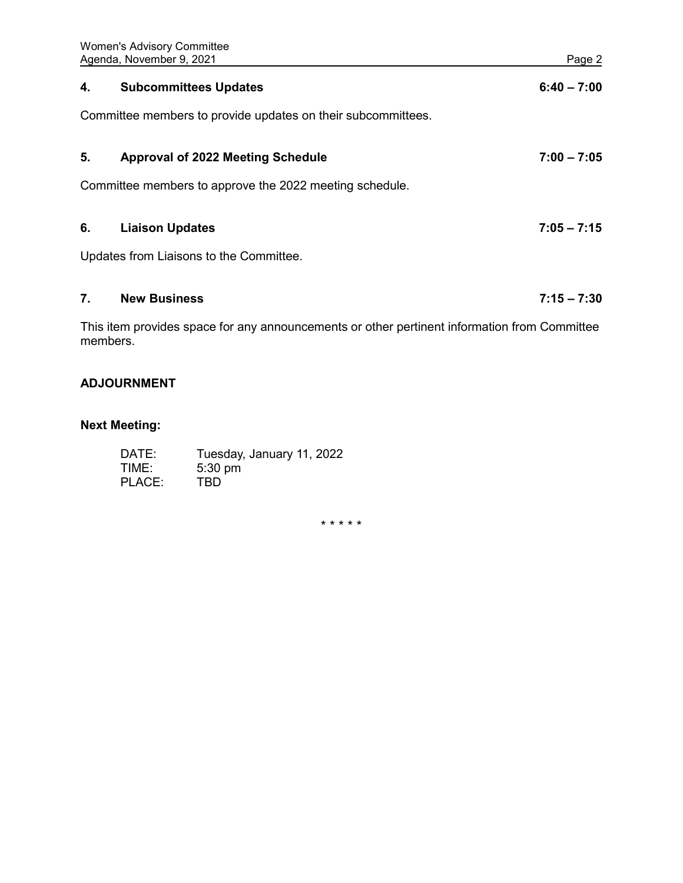## 4. Subcommittees Updates — 6:40 – 7:00

Committee members to provide updates on their subcommittees.

## 5. Approval of 2022 Meeting Schedule — 7:00 – 7:05

Committee members to approve the 2022 meeting schedule.

## 6. Liaison Updates — 7:05 – 7:15

Updates from Liaisons to the Committee.

## 7. New Business — 7:15 – 7:30

This item provides space for any announcements or other pertinent information from Committee members.

**ADJOURNMENT**

**Next Meeting:**

DATE: Tuesday, January 11, 2022
TIME: 5:30 pm
PLACE: TBD

* * * * *